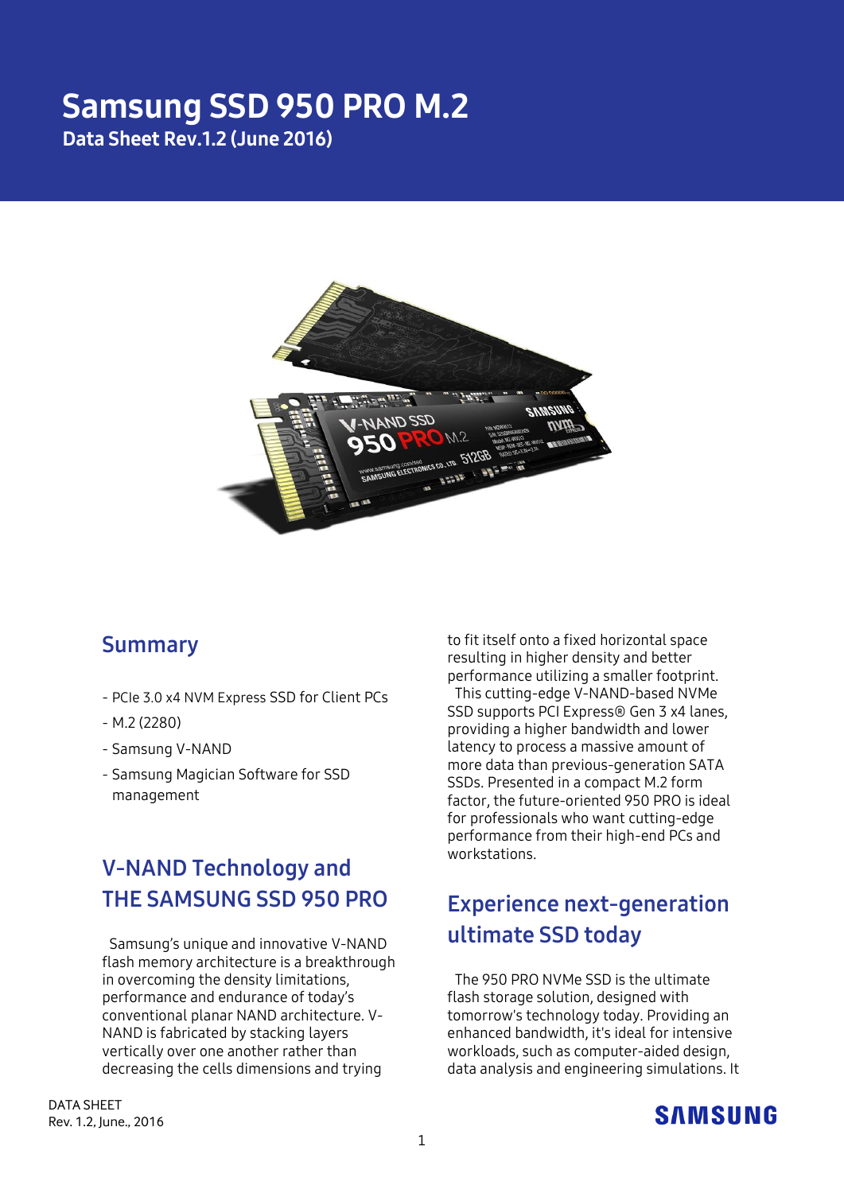# Samsung SSD 950 PRO M.2

**Data Sheet Rev.1.2 (June 2016)**

## Summary

- PCIe 3.0 x4 NVM Express SSD for Client PCs
- M.2 (2280)
- Samsung V-NAND
- Samsung Magician Software for SSD management

## V-NAND Technology and THE SAMSUNG SSD 950 PRO

Samsung's unique and innovative V-NAND flash memory architecture is a breakthrough in overcoming the density limitations, performance and endurance of today's conventional planar NAND architecture. V-NAND is fabricated by stacking layers vertically over one another rather than decreasing the cells dimensions and trying to fit itself onto a fixed horizontal space resulting in higher density and better performance utilizing a smaller footprint.

This cutting-edge V-NAND-based NVMe SSD supports PCI Express® Gen 3 x4 lanes, providing a higher bandwidth and lower latency to process a massive amount of more data than previous-generation SATA SSDs. Presented in a compact M.2 form factor, the future-oriented 950 PRO is ideal for professionals who want cutting-edge performance from their high-end PCs and workstations.

## Experience next-generation ultimate SSD today

The 950 PRO NVMe SSD is the ultimate flash storage solution, designed with tomorrow's technology today. Providing an enhanced bandwidth, it's ideal for intensive workloads, such as computer-aided design, data analysis and engineering simulations. It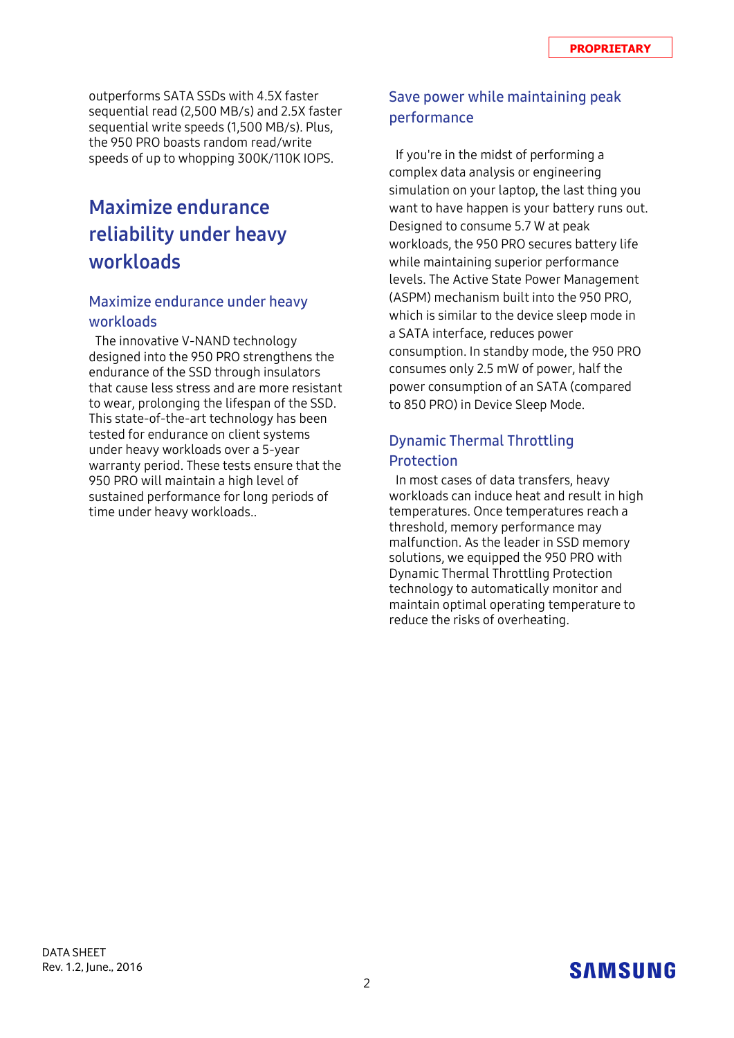outperforms SATA SSDs with 4.5X faster sequential read (2,500 MB/s) and 2.5X faster sequential write speeds (1,500 MB/s). Plus, the 950 PRO boasts random read/write speeds of up to whopping 300K/110K IOPS.

## Maximize endurance reliability under heavy workloads

### Maximize endurance under heavy workloads

The innovative V-NAND technology designed into the 950 PRO strengthens the endurance of the SSD through insulators that cause less stress and are more resistant to wear, prolonging the lifespan of the SSD. This state-of-the-art technology has been tested for endurance on client systems under heavy workloads over a 5-year warranty period. These tests ensure that the 950 PRO will maintain a high level of sustained performance for long periods of time under heavy workloads..

### Save power while maintaining peak performance

If you're in the midst of performing a complex data analysis or engineering simulation on your laptop, the last thing you want to have happen is your battery runs out. Designed to consume 5.7 W at peak workloads, the 950 PRO secures battery life while maintaining superior performance levels. The Active State Power Management (ASPM) mechanism built into the 950 PRO, which is similar to the device sleep mode in a SATA interface, reduces power consumption. In standby mode, the 950 PRO consumes only 2.5 mW of power, half the power consumption of an SATA (compared to 850 PRO) in Device Sleep Mode.

### Dynamic Thermal Throttling Protection

In most cases of data transfers, heavy workloads can induce heat and result in high temperatures. Once temperatures reach a threshold, memory performance may malfunction. As the leader in SSD memory solutions, we equipped the 950 PRO with Dynamic Thermal Throttling Protection technology to automatically monitor and maintain optimal operating temperature to reduce the risks of overheating.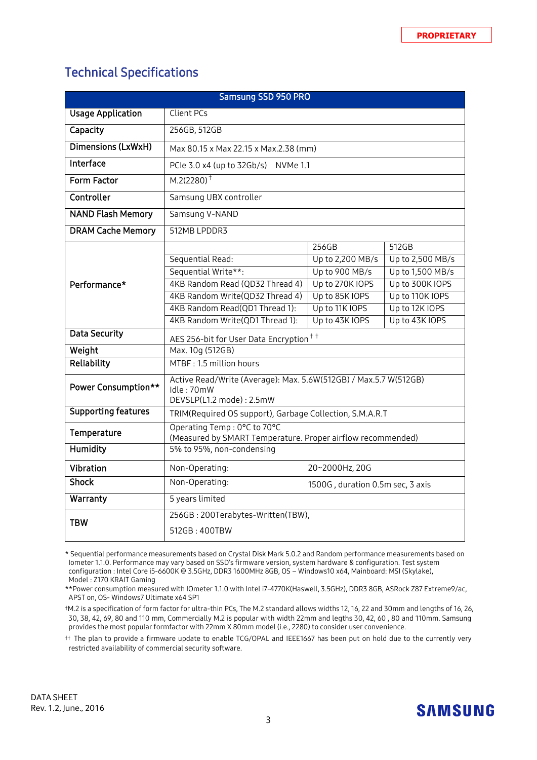PROPRIETARY

## Technical Specifications

| Samsung SSD 950 PRO | | | |
|---|---|---|---|
| Usage Application | Client PCs | | |
| Capacity | 256GB, 512GB | | |
| Dimensions (LxWxH) | Max 80.15 x Max 22.15 x Max.2.38 (mm) | | |
| Interface | PCIe 3.0 x4 (up to 32Gb/s)   NVMe 1.1 | | |
| Form Factor | M.2(2280)† | | |
| Controller | Samsung UBX controller | | |
| NAND Flash Memory | Samsung V-NAND | | |
| DRAM Cache Memory | 512MB LPDDR3 | | |
| Performance* | | 256GB | 512GB |
| | Sequential Read: | Up to 2,200 MB/s | Up to 2,500 MB/s |
| | Sequential Write**: | Up to 900 MB/s | Up to 1,500 MB/s |
| | 4KB Random Read (QD32 Thread 4) | Up to 270K IOPS | Up to 300K IOPS |
| | 4KB Random Write(QD32 Thread 4) | Up to 85K IOPS | Up to 110K IOPS |
| | 4KB Random Read(QD1 Thread 1): | Up to 11K IOPS | Up to 12K IOPS |
| | 4KB Random Write(QD1 Thread 1): | Up to 43K IOPS | Up to 43K IOPS |
| Data Security | AES 256-bit for User Data Encryption†† | | |
| Weight | Max. 10g (512GB) | | |
| Reliability | MTBF : 1.5 million hours | | |
| Power Consumption** | Active Read/Write (Average): Max. 5.6W(512GB) / Max.5.7 W(512GB)<br>Idle : 70mW<br>DEVSLP(L1.2 mode) : 2.5mW | | |
| Supporting features | TRIM(Required OS support), Garbage Collection, S.M.A.R.T | | |
| Temperature | Operating Temp : 0°C to 70°C<br>(Measured by SMART Temperature. Proper airflow recommended) | | |
| Humidity | 5% to 95%, non-condensing | | |
| Vibration | Non-Operating: | 20~2000Hz, 20G | |
| Shock | Non-Operating: | 1500G , duration 0.5m sec, 3 axis | |
| Warranty | 5 years limited | | |
| TBW | 256GB : 200Terabytes-Written(TBW),<br>512GB : 400TBW | | |

\* Sequential performance measurements based on Crystal Disk Mark 5.0.2 and Random performance measurements based on Iometer 1.1.0. Performance may vary based on SSD's firmware version, system hardware & configuration. Test system configuration : Intel Core i5-6600K @ 3.5GHz, DDR3 1600MHz 8GB, OS – Windows10 x64, Mainboard: MSI (Skylake), Model : Z170 KRAIT Gaming

**Power consumption measured with IOmeter 1.1.0 with Intel i7-4770K(Haswell, 3.5GHz), DDR3 8GB, ASRock Z87 Extreme9/ac, APST on, OS- Windows7 Ultimate x64 SP1

†M.2 is a specification of form factor for ultra-thin PCs, The M.2 standard allows widths 12, 16, 22 and 30mm and lengths of 16, 26, 30, 38, 42, 69, 80 and 110 mm, Commercially M.2 is popular with width 22mm and legths 30, 42, 60 , 80 and 110mm. Samsung provides the most popular formfactor with 22mm X 80mm model (i.e., 2280) to consider user convenience.

†† The plan to provide a firmware update to enable TCG/OPAL and IEEE1667 has been put on hold due to the currently very restricted availability of commercial security software.

DATA SHEET
Rev. 1.2, June., 2016

SAMSUNG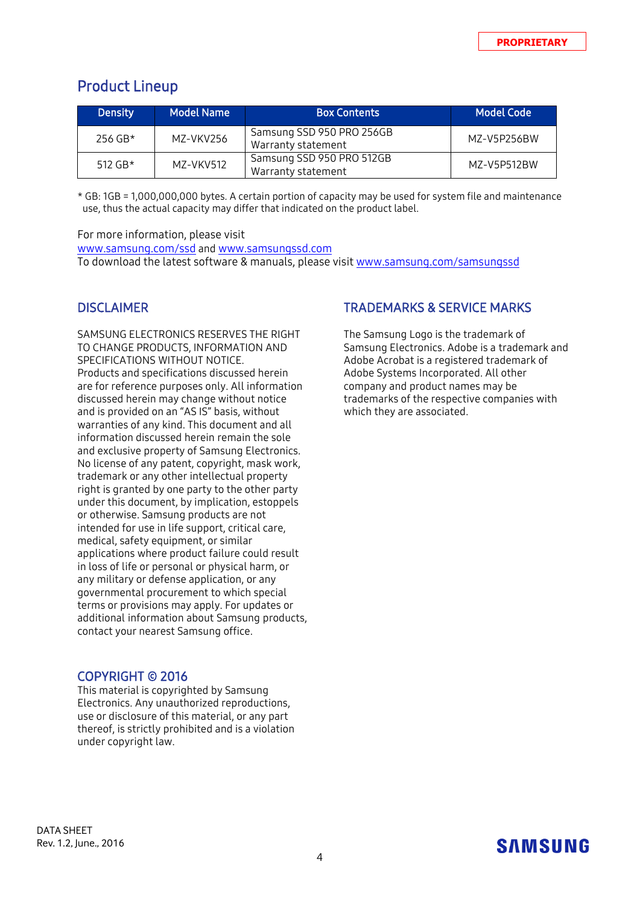PROPRIETARY

## Product Lineup

| Density | Model Name | Box Contents | Model Code |
|---|---|---|---|
| 256 GB* | MZ-VKV256 | Samsung SSD 950 PRO 256GB<br>Warranty statement | MZ-V5P256BW |
| 512 GB* | MZ-VKV512 | Samsung SSD 950 PRO 512GB<br>Warranty statement | MZ-V5P512BW |

* GB: 1GB = 1,000,000,000 bytes. A certain portion of capacity may be used for system file and maintenance use, thus the actual capacity may differ that indicated on the product label.

For more information, please visit
www.samsung.com/ssd and www.samsungssd.com
To download the latest software & manuals, please visit www.samsung.com/samsungssd

## DISCLAIMER

SAMSUNG ELECTRONICS RESERVES THE RIGHT TO CHANGE PRODUCTS, INFORMATION AND SPECIFICATIONS WITHOUT NOTICE.
Products and specifications discussed herein are for reference purposes only. All information discussed herein may change without notice and is provided on an "AS IS" basis, without warranties of any kind. This document and all information discussed herein remain the sole and exclusive property of Samsung Electronics. No license of any patent, copyright, mask work, trademark or any other intellectual property right is granted by one party to the other party under this document, by implication, estoppels or otherwise. Samsung products are not intended for use in life support, critical care, medical, safety equipment, or similar applications where product failure could result in loss of life or personal or physical harm, or any military or defense application, or any governmental procurement to which special terms or provisions may apply. For updates or additional information about Samsung products, contact your nearest Samsung office.

## COPYRIGHT © 2016

This material is copyrighted by Samsung Electronics. Any unauthorized reproductions, use or disclosure of this material, or any part thereof, is strictly prohibited and is a violation under copyright law.

## TRADEMARKS & SERVICE MARKS

The Samsung Logo is the trademark of Samsung Electronics. Adobe is a trademark and Adobe Acrobat is a registered trademark of Adobe Systems Incorporated. All other company and product names may be trademarks of the respective companies with which they are associated.